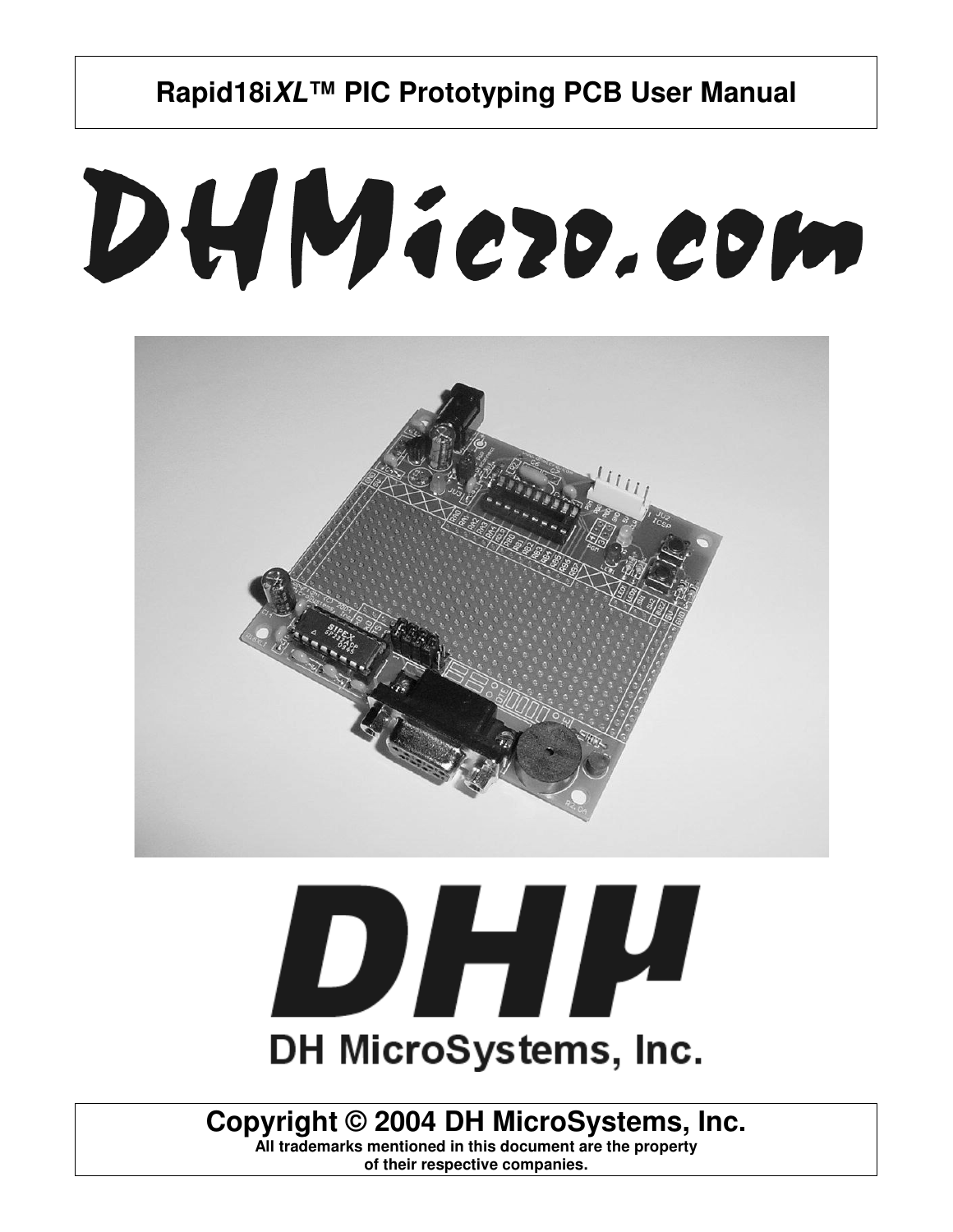# Rapid18i*XL*™ PIC Prototyping PCB User Manual

DHMicro.com

DHμ

DH MicroSystems, Inc.

**Copyright © 2004 DH MicroSystems, Inc.**

**All trademarks mentioned in this document are the property of their respective companies.**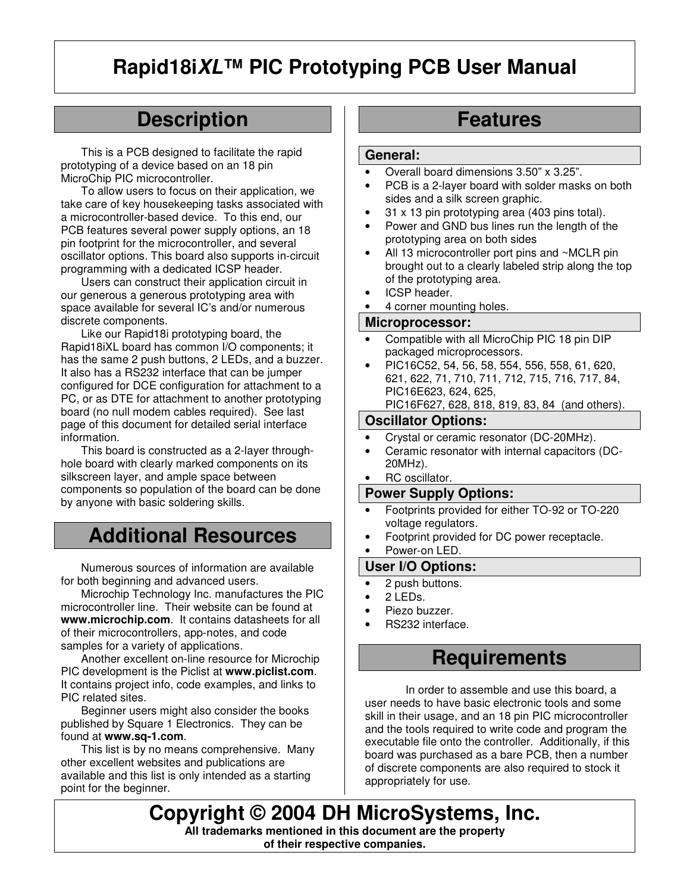# Rapid18i*XL*™ PIC Prototyping PCB User Manual

## Description

This is a PCB designed to facilitate the rapid prototyping of a device based on an 18 pin MicroChip PIC microcontroller.

To allow users to focus on their application, we take care of key housekeeping tasks associated with a microcontroller-based device. To this end, our PCB features several power supply options, an 18 pin footprint for the microcontroller, and several oscillator options. This board also supports in-circuit programming with a dedicated ICSP header.

Users can construct their application circuit in our generous a generous prototyping area with space available for several IC's and/or numerous discrete components.

Like our Rapid18i prototyping board, the Rapid18iXL board has common I/O components; it has the same 2 push buttons, 2 LEDs, and a buzzer. It also has a RS232 interface that can be jumper configured for DCE configuration for attachment to a PC, or as DTE for attachment to another prototyping board (no null modem cables required). See last page of this document for detailed serial interface information.

This board is constructed as a 2-layer through-hole board with clearly marked components on its silkscreen layer, and ample space between components so population of the board can be done by anyone with basic soldering skills.

## Additional Resources

Numerous sources of information are available for both beginning and advanced users.

Microchip Technology Inc. manufactures the PIC microcontroller line. Their website can be found at **www.microchip.com**. It contains datasheets for all of their microcontrollers, app-notes, and code samples for a variety of applications.

Another excellent on-line resource for Microchip PIC development is the Piclist at **www.piclist.com**. It contains project info, code examples, and links to PIC related sites.

Beginner users might also consider the books published by Square 1 Electronics. They can be found at **www.sq-1.com**.

This list is by no means comprehensive. Many other excellent websites and publications are available and this list is only intended as a starting point for the beginner.

## Features

### General:

- Overall board dimensions 3.50" x 3.25".
- PCB is a 2-layer board with solder masks on both sides and a silk screen graphic.
- 31 x 13 pin prototyping area (403 pins total).
- Power and GND bus lines run the length of the prototyping area on both sides
- All 13 microcontroller port pins and ~MCLR pin brought out to a clearly labeled strip along the top of the prototyping area.
- ICSP header.
- 4 corner mounting holes.

### Microprocessor:

- Compatible with all MicroChip PIC 18 pin DIP packaged microprocessors.
- PIC16C52, 54, 56, 58, 554, 556, 558, 61, 620, 621, 622, 71, 710, 711, 712, 715, 716, 717, 84, PIC16E623, 624, 625, PIC16F627, 628, 818, 819, 83, 84 (and others).

### Oscillator Options:

- Crystal or ceramic resonator (DC-20MHz).
- Ceramic resonator with internal capacitors (DC-20MHz).
- RC oscillator.

### Power Supply Options:

- Footprints provided for either TO-92 or TO-220 voltage regulators.
- Footprint provided for DC power receptacle.
- Power-on LED.

### User I/O Options:

- 2 push buttons.
- 2 LEDs.
- Piezo buzzer.
- RS232 interface.

## Requirements

In order to assemble and use this board, a user needs to have basic electronic tools and some skill in their usage, and an 18 pin PIC microcontroller and the tools required to write code and program the executable file onto the controller. Additionally, if this board was purchased as a bare PCB, then a number of discrete components are also required to stock it appropriately for use.

**Copyright © 2004 DH MicroSystems, Inc.**

**All trademarks mentioned in this document are the property of their respective companies.**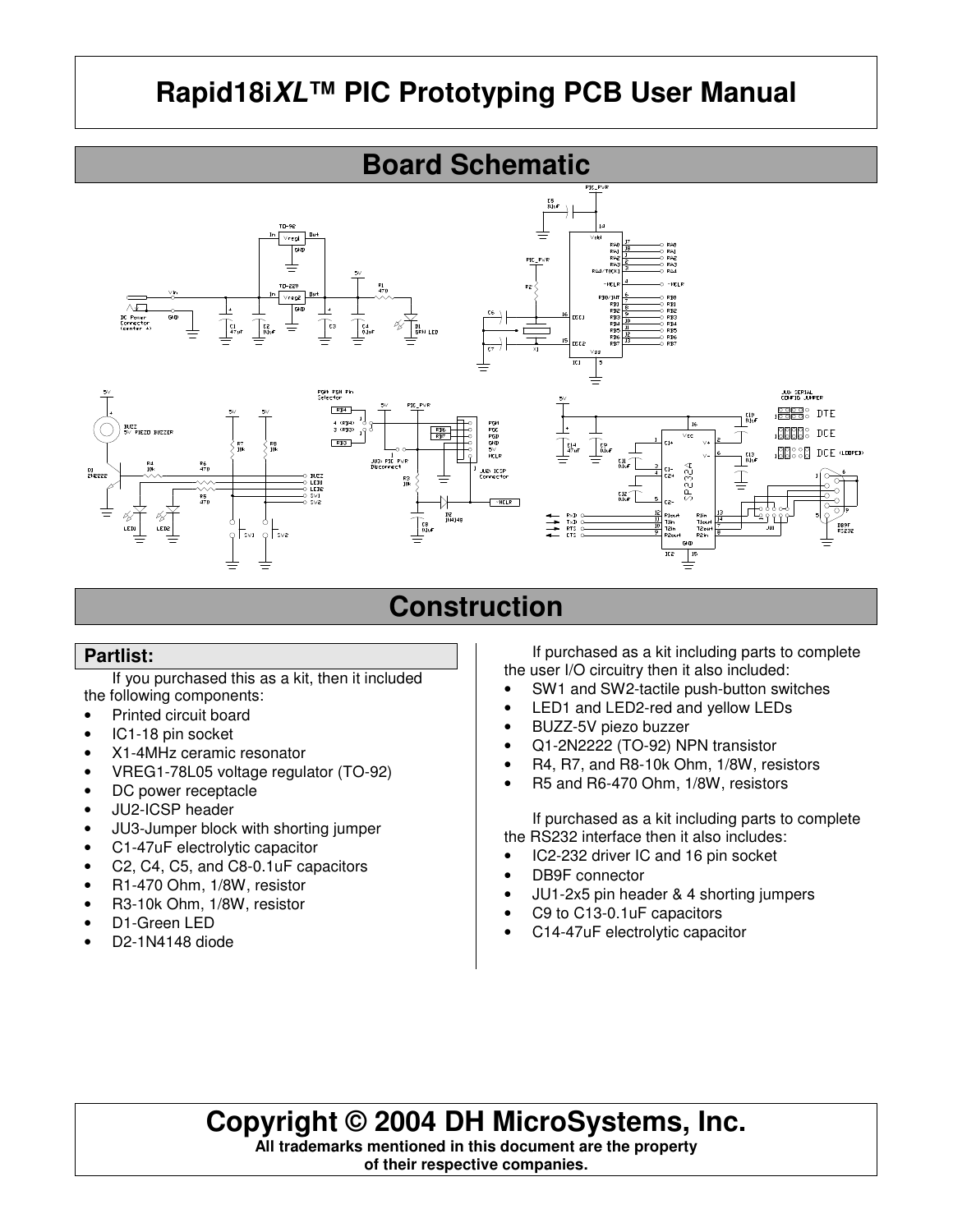# Rapid18i*XL*™ PIC Prototyping PCB User Manual

## Board Schematic

## Construction

### Partlist:

If you purchased this as a kit, then it included the following components:

- Printed circuit board
- IC1-18 pin socket
- X1-4MHz ceramic resonator
- VREG1-78L05 voltage regulator (TO-92)
- DC power receptacle
- JU2-ICSP header
- JU3-Jumper block with shorting jumper
- C1-47uF electrolytic capacitor
- C2, C4, C5, and C8-0.1uF capacitors
- R1-470 Ohm, 1/8W, resistor
- R3-10k Ohm, 1/8W, resistor
- D1-Green LED
- D2-1N4148 diode

If purchased as a kit including parts to complete the user I/O circuitry then it also included:

- SW1 and SW2-tactile push-button switches
- LED1 and LED2-red and yellow LEDs
- BUZZ-5V piezo buzzer
- Q1-2N2222 (TO-92) NPN transistor
- R4, R7, and R8-10k Ohm, 1/8W, resistors
- R5 and R6-470 Ohm, 1/8W, resistors

If purchased as a kit including parts to complete the RS232 interface then it also includes:

- IC2-232 driver IC and 16 pin socket
- DB9F connector
- JU1-2x5 pin header & 4 shorting jumpers
- C9 to C13-0.1uF capacitors
- C14-47uF electrolytic capacitor

**Copyright © 2004 DH MicroSystems, Inc.**

**All trademarks mentioned in this document are the property of their respective companies.**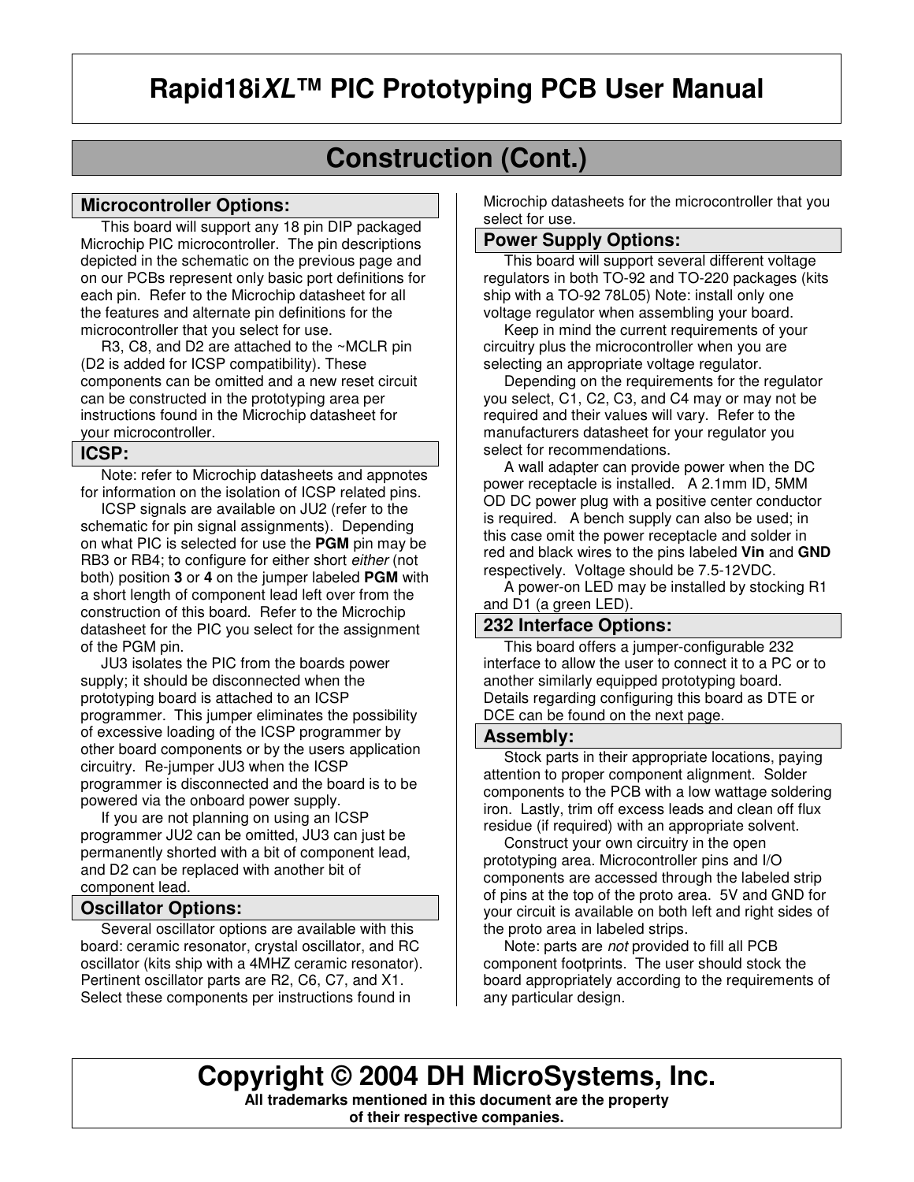# Rapid18i*XL*™ PIC Prototyping PCB User Manual

## Construction (Cont.)

### Microcontroller Options:

This board will support any 18 pin DIP packaged Microchip PIC microcontroller. The pin descriptions depicted in the schematic on the previous page and on our PCBs represent only basic port definitions for each pin. Refer to the Microchip datasheet for all the features and alternate pin definitions for the microcontroller that you select for use.

R3, C8, and D2 are attached to the ~MCLR pin (D2 is added for ICSP compatibility). These components can be omitted and a new reset circuit can be constructed in the prototyping area per instructions found in the Microchip datasheet for your microcontroller.

### ICSP:

Note: refer to Microchip datasheets and appnotes for information on the isolation of ICSP related pins.

ICSP signals are available on JU2 (refer to the schematic for pin signal assignments). Depending on what PIC is selected for use the **PGM** pin may be RB3 or RB4; to configure for either short *either* (not both) position **3** or **4** on the jumper labeled **PGM** with a short length of component lead left over from the construction of this board. Refer to the Microchip datasheet for the PIC you select for the assignment of the PGM pin.

JU3 isolates the PIC from the boards power supply; it should be disconnected when the prototyping board is attached to an ICSP programmer. This jumper eliminates the possibility of excessive loading of the ICSP programmer by other board components or by the users application circuitry. Re-jumper JU3 when the ICSP programmer is disconnected and the board is to be powered via the onboard power supply.

If you are not planning on using an ICSP programmer JU2 can be omitted, JU3 can just be permanently shorted with a bit of component lead, and D2 can be replaced with another bit of component lead.

### Oscillator Options:

Several oscillator options are available with this board: ceramic resonator, crystal oscillator, and RC oscillator (kits ship with a 4MHZ ceramic resonator). Pertinent oscillator parts are R2, C6, C7, and X1. Select these components per instructions found in Microchip datasheets for the microcontroller that you select for use.

### Power Supply Options:

This board will support several different voltage regulators in both TO-92 and TO-220 packages (kits ship with a TO-92 78L05) Note: install only one voltage regulator when assembling your board.

Keep in mind the current requirements of your circuitry plus the microcontroller when you are selecting an appropriate voltage regulator.

Depending on the requirements for the regulator you select, C1, C2, C3, and C4 may or may not be required and their values will vary. Refer to the manufacturers datasheet for your regulator you select for recommendations.

A wall adapter can provide power when the DC power receptacle is installed. A 2.1mm ID, 5MM OD DC power plug with a positive center conductor is required. A bench supply can also be used; in this case omit the power receptacle and solder in red and black wires to the pins labeled **Vin** and **GND** respectively. Voltage should be 7.5-12VDC.

A power-on LED may be installed by stocking R1 and D1 (a green LED).

### 232 Interface Options:

This board offers a jumper-configurable 232 interface to allow the user to connect it to a PC or to another similarly equipped prototyping board. Details regarding configuring this board as DTE or DCE can be found on the next page.

### Assembly:

Stock parts in their appropriate locations, paying attention to proper component alignment. Solder components to the PCB with a low wattage soldering iron. Lastly, trim off excess leads and clean off flux residue (if required) with an appropriate solvent.

Construct your own circuitry in the open prototyping area. Microcontroller pins and I/O components are accessed through the labeled strip of pins at the top of the proto area. 5V and GND for your circuit is available on both left and right sides of the proto area in labeled strips.

Note: parts are *not* provided to fill all PCB component footprints. The user should stock the board appropriately according to the requirements of any particular design.

**Copyright © 2004 DH MicroSystems, Inc.**

**All trademarks mentioned in this document are the property of their respective companies.**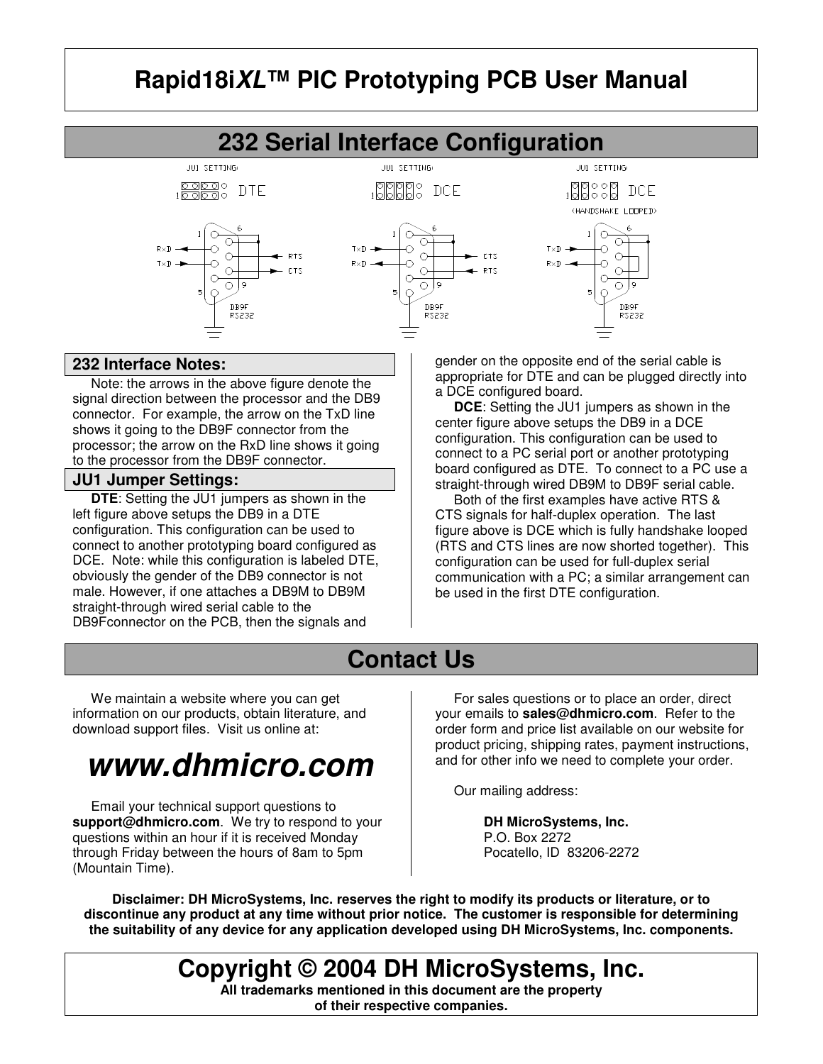# Rapid18iXL™ PIC Prototyping PCB User Manual

## 232 Serial Interface Configuration

JU1 SETTING:

DTE

RxD

TxD

RTS

CTS

DB9F RS232

JU1 SETTING:

DCE

TxD

RxD

CTS

RTS

DB9F RS232

JU1 SETTING:

DCE

(HANDSHAKE LOOPED)

TxD

RxD

DB9F RS232

### 232 Interface Notes:

Note: the arrows in the above figure denote the signal direction between the processor and the DB9 connector. For example, the arrow on the TxD line shows it going to the DB9F connector from the processor; the arrow on the RxD line shows it going to the processor from the DB9F connector.

### JU1 Jumper Settings:

**DTE**: Setting the JU1 jumpers as shown in the left figure above setups the DB9 in a DTE configuration. This configuration can be used to connect to another prototyping board configured as DCE. Note: while this configuration is labeled DTE, obviously the gender of the DB9 connector is not male. However, if one attaches a DB9M to DB9M straight-through wired serial cable to the DB9Fconnector on the PCB, then the signals and gender on the opposite end of the serial cable is appropriate for DTE and can be plugged directly into a DCE configured board.

**DCE**: Setting the JU1 jumpers as shown in the center figure above setups the DB9 in a DCE configuration. This configuration can be used to connect to a PC serial port or another prototyping board configured as DTE. To connect to a PC use a straight-through wired DB9M to DB9F serial cable.

Both of the first examples have active RTS & CTS signals for half-duplex operation. The last figure above is DCE which is fully handshake looped (RTS and CTS lines are now shorted together). This configuration can be used for full-duplex serial communication with a PC; a similar arrangement can be used in the first DTE configuration.

## Contact Us

We maintain a website where you can get information on our products, obtain literature, and download support files. Visit us online at:

***www.dhmicro.com***

Email your technical support questions to **support@dhmicro.com**. We try to respond to your questions within an hour if it is received Monday through Friday between the hours of 8am to 5pm (Mountain Time).

For sales questions or to place an order, direct your emails to **sales@dhmicro.com**. Refer to the order form and price list available on our website for product pricing, shipping rates, payment instructions, and for other info we need to complete your order.

Our mailing address:

**DH MicroSystems, Inc.**
P.O. Box 2272
Pocatello, ID 83206-2272

**Disclaimer: DH MicroSystems, Inc. reserves the right to modify its products or literature, or to discontinue any product at any time without prior notice. The customer is responsible for determining the suitability of any device for any application developed using DH MicroSystems, Inc. components.**

## Copyright © 2004 DH MicroSystems, Inc.

**All trademarks mentioned in this document are the property of their respective companies.**